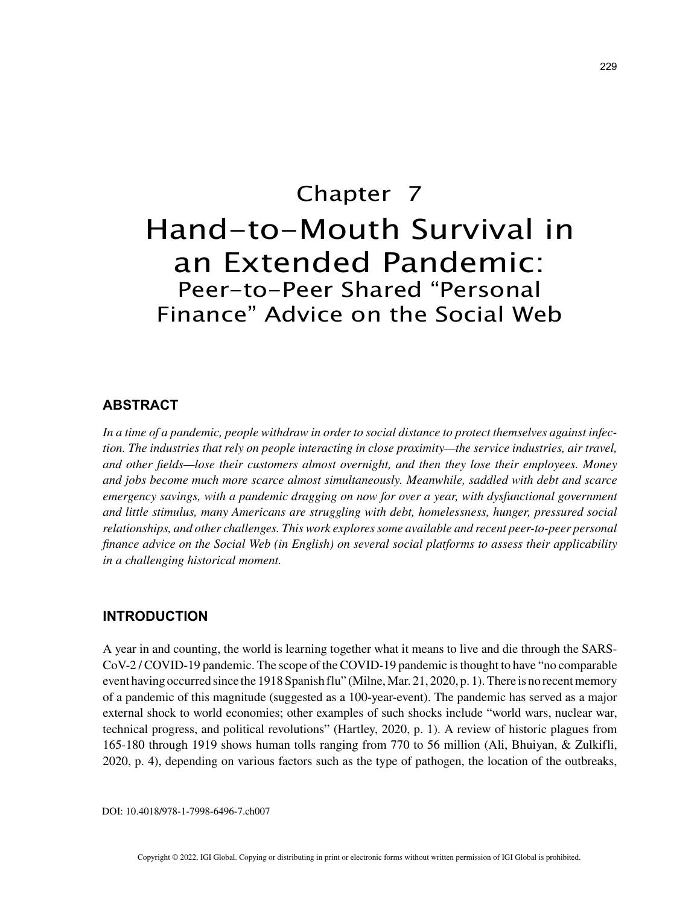# Chapter 7
# Hand-to-Mouth Survival in an Extended Pandemic:
## Peer-to-Peer Shared "Personal Finance" Advice on the Social Web

## ABSTRACT

*In a time of a pandemic, people withdraw in order to social distance to protect themselves against infection. The industries that rely on people interacting in close proximity—the service industries, air travel, and other fields—lose their customers almost overnight, and then they lose their employees. Money and jobs become much more scarce almost simultaneously. Meanwhile, saddled with debt and scarce emergency savings, with a pandemic dragging on now for over a year, with dysfunctional government and little stimulus, many Americans are struggling with debt, homelessness, hunger, pressured social relationships, and other challenges. This work explores some available and recent peer-to-peer personal finance advice on the Social Web (in English) on several social platforms to assess their applicability in a challenging historical moment.*

## INTRODUCTION

A year in and counting, the world is learning together what it means to live and die through the SARS-CoV-2 / COVID-19 pandemic. The scope of the COVID-19 pandemic is thought to have "no comparable event having occurred since the 1918 Spanish flu" (Milne, Mar. 21, 2020, p. 1). There is no recent memory of a pandemic of this magnitude (suggested as a 100-year-event). The pandemic has served as a major external shock to world economies; other examples of such shocks include "world wars, nuclear war, technical progress, and political revolutions" (Hartley, 2020, p. 1). A review of historic plagues from 165-180 through 1919 shows human tolls ranging from 770 to 56 million (Ali, Bhuiyan, & Zulkifli, 2020, p. 4), depending on various factors such as the type of pathogen, the location of the outbreaks,

DOI: 10.4018/978-1-7998-6496-7.ch007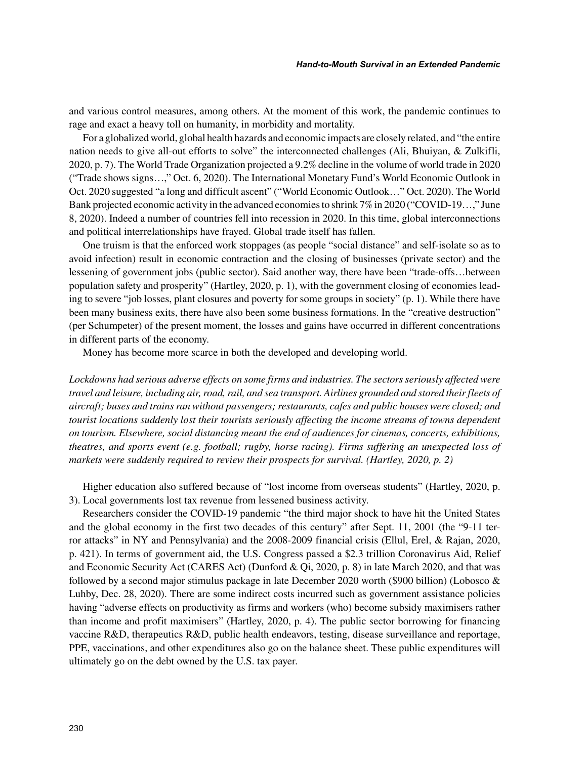and various control measures, among others. At the moment of this work, the pandemic continues to rage and exact a heavy toll on humanity, in morbidity and mortality.

For a globalized world, global health hazards and economic impacts are closely related, and "the entire nation needs to give all-out efforts to solve" the interconnected challenges (Ali, Bhuiyan, & Zulkifli, 2020, p. 7). The World Trade Organization projected a 9.2% decline in the volume of world trade in 2020 ("Trade shows signs…," Oct. 6, 2020). The International Monetary Fund's World Economic Outlook in Oct. 2020 suggested "a long and difficult ascent" ("World Economic Outlook…" Oct. 2020). The World Bank projected economic activity in the advanced economies to shrink 7% in 2020 ("COVID-19…," June 8, 2020). Indeed a number of countries fell into recession in 2020. In this time, global interconnections and political interrelationships have frayed. Global trade itself has fallen.

One truism is that the enforced work stoppages (as people "social distance" and self-isolate so as to avoid infection) result in economic contraction and the closing of businesses (private sector) and the lessening of government jobs (public sector). Said another way, there have been "trade-offs…between population safety and prosperity" (Hartley, 2020, p. 1), with the government closing of economies leading to severe "job losses, plant closures and poverty for some groups in society" (p. 1). While there have been many business exits, there have also been some business formations. In the "creative destruction" (per Schumpeter) of the present moment, the losses and gains have occurred in different concentrations in different parts of the economy.

Money has become more scarce in both the developed and developing world.

*Lockdowns had serious adverse effects on some firms and industries. The sectors seriously affected were travel and leisure, including air, road, rail, and sea transport. Airlines grounded and stored their fleets of aircraft; buses and trains ran without passengers; restaurants, cafes and public houses were closed; and tourist locations suddenly lost their tourists seriously affecting the income streams of towns dependent on tourism. Elsewhere, social distancing meant the end of audiences for cinemas, concerts, exhibitions, theatres, and sports event (e.g. football; rugby, horse racing). Firms suffering an unexpected loss of markets were suddenly required to review their prospects for survival. (Hartley, 2020, p. 2)*

Higher education also suffered because of "lost income from overseas students" (Hartley, 2020, p. 3). Local governments lost tax revenue from lessened business activity.

Researchers consider the COVID-19 pandemic "the third major shock to have hit the United States and the global economy in the first two decades of this century" after Sept. 11, 2001 (the "9-11 terror attacks" in NY and Pennsylvania) and the 2008-2009 financial crisis (Ellul, Erel, & Rajan, 2020, p. 421). In terms of government aid, the U.S. Congress passed a $2.3 trillion Coronavirus Aid, Relief and Economic Security Act (CARES Act) (Dunford & Qi, 2020, p. 8) in late March 2020, and that was followed by a second major stimulus package in late December 2020 worth ($900 billion) (Lobosco & Luhby, Dec. 28, 2020). There are some indirect costs incurred such as government assistance policies having "adverse effects on productivity as firms and workers (who) become subsidy maximisers rather than income and profit maximisers" (Hartley, 2020, p. 4). The public sector borrowing for financing vaccine R&D, therapeutics R&D, public health endeavors, testing, disease surveillance and reportage, PPE, vaccinations, and other expenditures also go on the balance sheet. These public expenditures will ultimately go on the debt owned by the U.S. tax payer.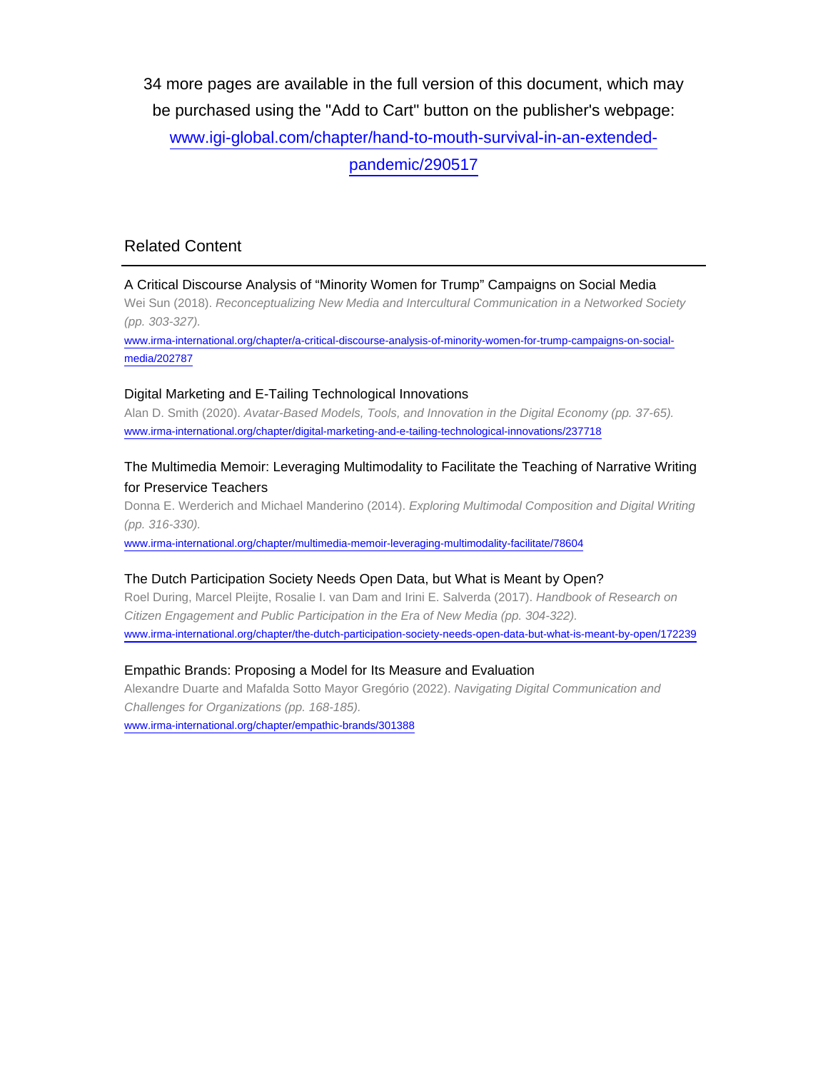34 more pages are available in the full version of this document, which may be purchased using the "Add to Cart" button on the publisher's webpage: [www.igi-global.com/chapter/hand-to-mouth-survival-in-an-extended-pandemic/290517](www.igi-global.com/chapter/hand-to-mouth-survival-in-an-extended-pandemic/290517)

## Related Content

A Critical Discourse Analysis of “Minority Women for Trump” Campaigns on Social Media
Wei Sun (2018). *Reconceptualizing New Media and Intercultural Communication in a Networked Society (pp. 303-327).*
[www.irma-international.org/chapter/a-critical-discourse-analysis-of-minority-women-for-trump-campaigns-on-social-media/202787](www.irma-international.org/chapter/a-critical-discourse-analysis-of-minority-women-for-trump-campaigns-on-social-media/202787)

Digital Marketing and E-Tailing Technological Innovations
Alan D. Smith (2020). *Avatar-Based Models, Tools, and Innovation in the Digital Economy (pp. 37-65).*
[www.irma-international.org/chapter/digital-marketing-and-e-tailing-technological-innovations/237718](www.irma-international.org/chapter/digital-marketing-and-e-tailing-technological-innovations/237718)

The Multimedia Memoir: Leveraging Multimodality to Facilitate the Teaching of Narrative Writing for Preservice Teachers
Donna E. Werderich and Michael Manderino (2014). *Exploring Multimodal Composition and Digital Writing (pp. 316-330).*
[www.irma-international.org/chapter/multimedia-memoir-leveraging-multimodality-facilitate/78604](www.irma-international.org/chapter/multimedia-memoir-leveraging-multimodality-facilitate/78604)

The Dutch Participation Society Needs Open Data, but What is Meant by Open?
Roel During, Marcel Pleijte, Rosalie I. van Dam and Irini E. Salverda (2017). *Handbook of Research on Citizen Engagement and Public Participation in the Era of New Media (pp. 304-322).*
[www.irma-international.org/chapter/the-dutch-participation-society-needs-open-data-but-what-is-meant-by-open/172239](www.irma-international.org/chapter/the-dutch-participation-society-needs-open-data-but-what-is-meant-by-open/172239)

Empathic Brands: Proposing a Model for Its Measure and Evaluation
Alexandre Duarte and Mafalda Sotto Mayor Gregório (2022). *Navigating Digital Communication and Challenges for Organizations (pp. 168-185).*
[www.irma-international.org/chapter/empathic-brands/301388](www.irma-international.org/chapter/empathic-brands/301388)